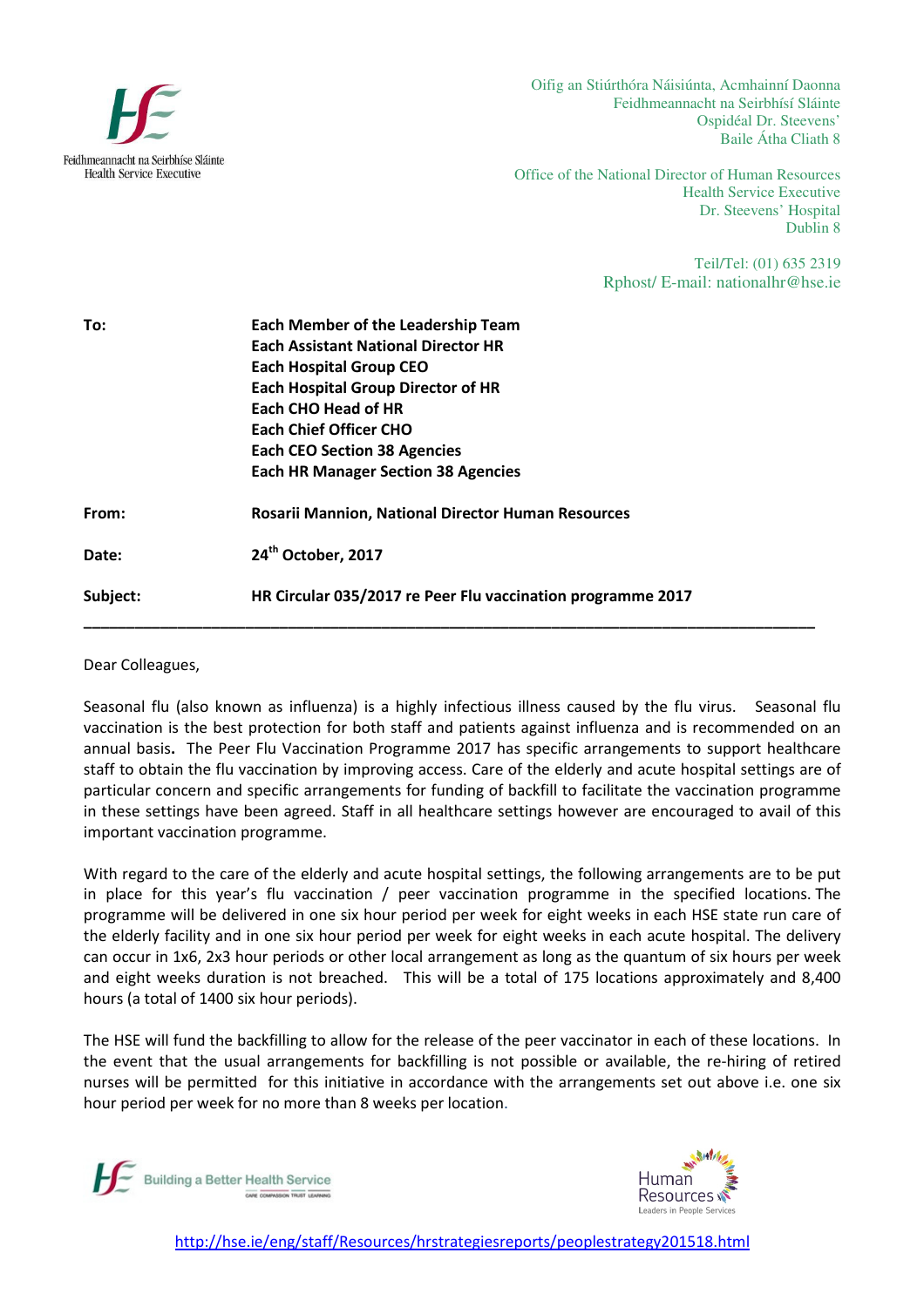Feidhmeannacht na Seirbhíse Sláinte
Health Service Executive

Oifig an Stiúrthóra Náisiúnta, Acmhainní Daonna
Feidhmeannacht na Seirbhísí Sláinte
Ospidéal Dr. Steevens'
Baile Átha Cliath 8

Office of the National Director of Human Resources
Health Service Executive
Dr. Steevens' Hospital
Dublin 8

Teil/Tel: (01) 635 2319
Rphost/ E-mail: nationalhr@hse.ie

| | |
|---|---|
| **To:** | **Each Member of the Leadership Team**<br>**Each Assistant National Director HR**<br>**Each Hospital Group CEO**<br>**Each Hospital Group Director of HR**<br>**Each CHO Head of HR**<br>**Each Chief Officer CHO**<br>**Each CEO Section 38 Agencies**<br>**Each HR Manager Section 38 Agencies** |
| **From:** | **Rosarii Mannion, National Director Human Resources** |
| **Date:** | **24th October, 2017** |
| **Subject:** | **HR Circular 035/2017 re Peer Flu vaccination programme 2017** |

---

Dear Colleagues,

Seasonal flu (also known as influenza) is a highly infectious illness caused by the flu virus. Seasonal flu vaccination is the best protection for both staff and patients against influenza and is recommended on an annual basis**.** The Peer Flu Vaccination Programme 2017 has specific arrangements to support healthcare staff to obtain the flu vaccination by improving access. Care of the elderly and acute hospital settings are of particular concern and specific arrangements for funding of backfill to facilitate the vaccination programme in these settings have been agreed. Staff in all healthcare settings however are encouraged to avail of this important vaccination programme.

With regard to the care of the elderly and acute hospital settings, the following arrangements are to be put in place for this year's flu vaccination / peer vaccination programme in the specified locations. The programme will be delivered in one six hour period per week for eight weeks in each HSE state run care of the elderly facility and in one six hour period per week for eight weeks in each acute hospital. The delivery can occur in 1x6, 2x3 hour periods or other local arrangement as long as the quantum of six hours per week and eight weeks duration is not breached. This will be a total of 175 locations approximately and 8,400 hours (a total of 1400 six hour periods).

The HSE will fund the backfilling to allow for the release of the peer vaccinator in each of these locations. In the event that the usual arrangements for backfilling is not possible or available, the re-hiring of retired nurses will be permitted for this initiative in accordance with the arrangements set out above i.e. one six hour period per week for no more than 8 weeks per location.

Building a Better Health Service

Human Resources – Leaders in People Services

http://hse.ie/eng/staff/Resources/hrstrategiesreports/peoplestrategy201518.html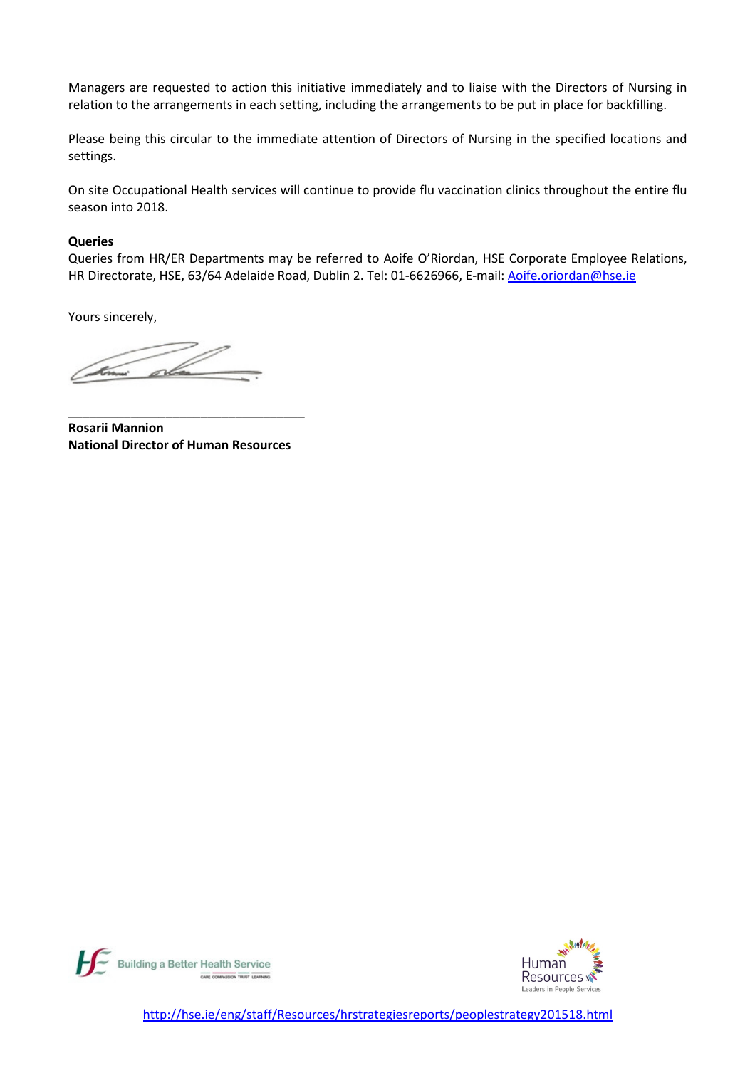Managers are requested to action this initiative immediately and to liaise with the Directors of Nursing in relation to the arrangements in each setting, including the arrangements to be put in place for backfilling.

Please being this circular to the immediate attention of Directors of Nursing in the specified locations and settings.

On site Occupational Health services will continue to provide flu vaccination clinics throughout the entire flu season into 2018.

**Queries**
Queries from HR/ER Departments may be referred to Aoife O'Riordan, HSE Corporate Employee Relations, HR Directorate, HSE, 63/64 Adelaide Road, Dublin 2. Tel: 01-6626966, E-mail: Aoife.oriordan@hse.ie

Yours sincerely,

___________________________________
**Rosarii Mannion**
**National Director of Human Resources**

Building a Better Health Service
CARE COMPASSION TRUST LEARNING

Human Resources
Leaders in People Services

http://hse.ie/eng/staff/Resources/hrstrategiesreports/peoplestrategy201518.html